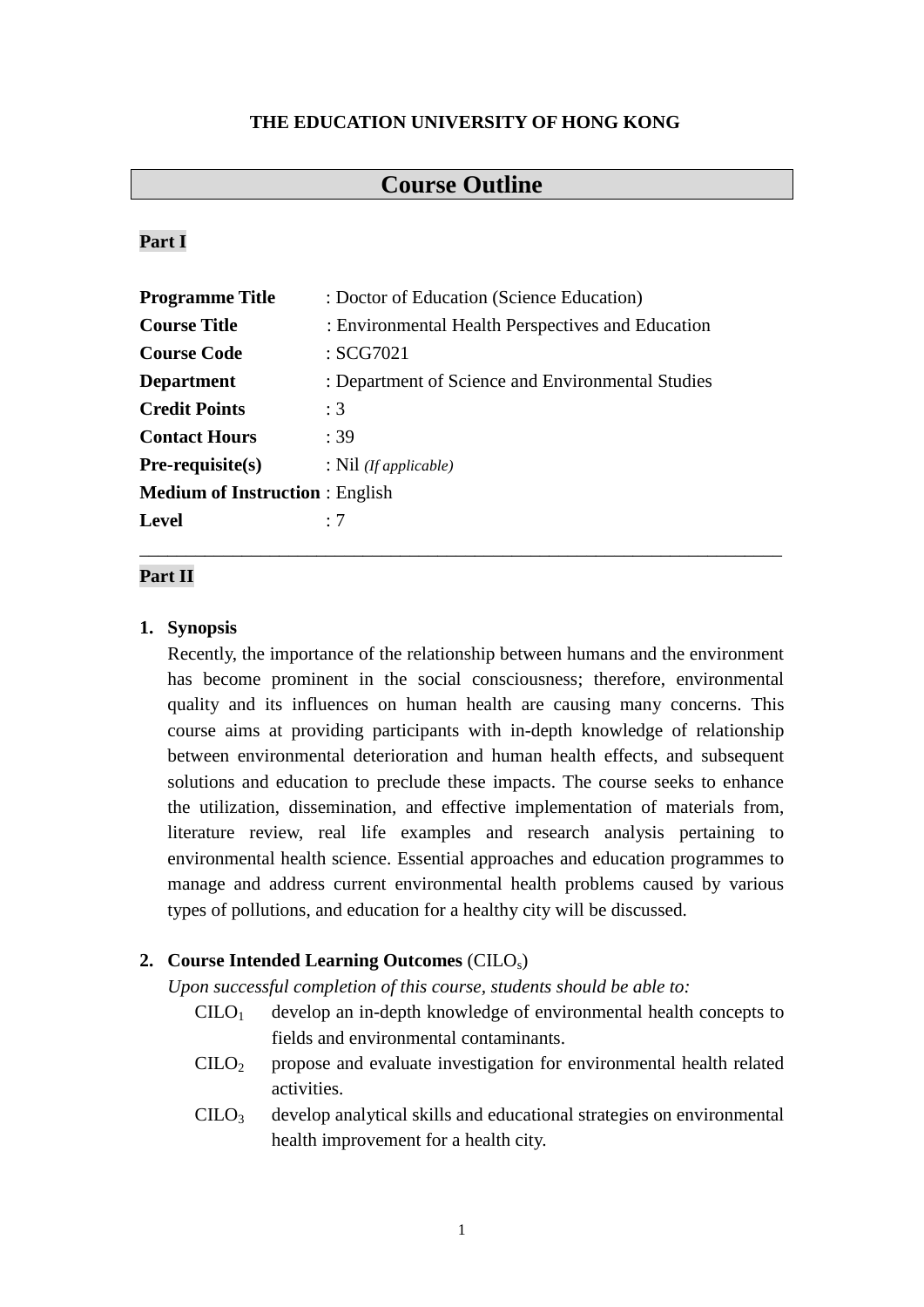**THE EDUCATION UNIVERSITY OF HONG KONG**

# Course Outline

## Part I

**Programme Title** : Doctor of Education (Science Education)
**Course Title** : Environmental Health Perspectives and Education
**Course Code** : SCG7021
**Department** : Department of Science and Environmental Studies
**Credit Points** : 3
**Contact Hours** : 39
**Pre-requisite(s)** : Nil *(If applicable)*
**Medium of Instruction** : English
**Level** : 7

---

## Part II

1. **Synopsis**

   Recently, the importance of the relationship between humans and the environment has become prominent in the social consciousness; therefore, environmental quality and its influences on human health are causing many concerns. This course aims at providing participants with in-depth knowledge of relationship between environmental deterioration and human health effects, and subsequent solutions and education to preclude these impacts. The course seeks to enhance the utilization, dissemination, and effective implementation of materials from, literature review, real life examples and research analysis pertaining to environmental health science. Essential approaches and education programmes to manage and address current environmental health problems caused by various types of pollutions, and education for a healthy city will be discussed.

2. **Course Intended Learning Outcomes** ($CILO_s$)

   *Upon successful completion of this course, students should be able to:*

   $CILO_1$ develop an in-depth knowledge of environmental health concepts to fields and environmental contaminants.

   $CILO_2$ propose and evaluate investigation for environmental health related activities.

   $CILO_3$ develop analytical skills and educational strategies on environmental health improvement for a health city.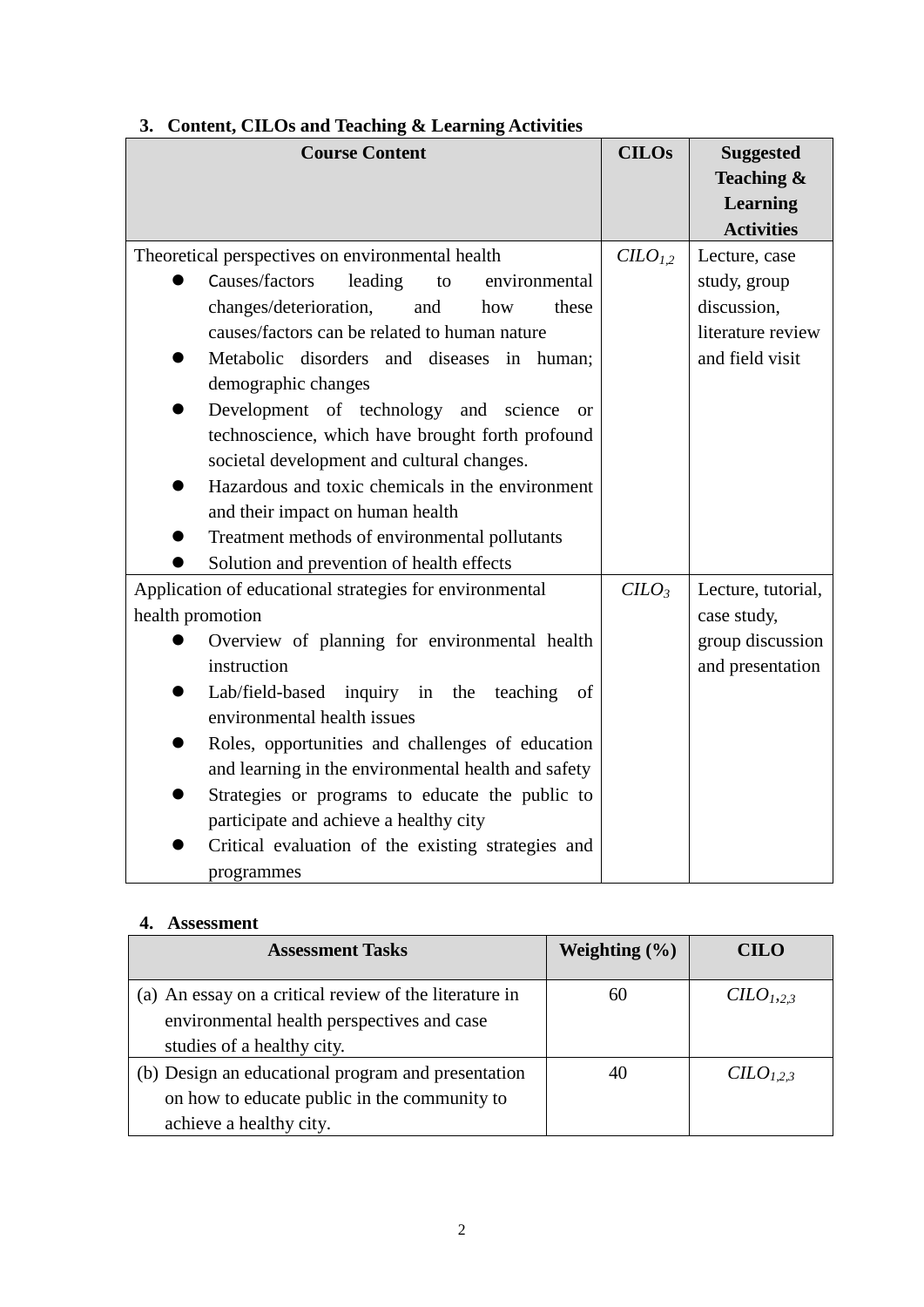## 3. Content, CILOs and Teaching & Learning Activities

| Course Content | CILOs | Suggested Teaching & Learning Activities |
|---|---|---|
| Theoretical perspectives on environmental health<br>• Causes/factors leading to environmental changes/deterioration, and how these causes/factors can be related to human nature<br>• Metabolic disorders and diseases in human; demographic changes<br>• Development of technology and science or technoscience, which have brought forth profound societal development and cultural changes.<br>• Hazardous and toxic chemicals in the environment and their impact on human health<br>• Treatment methods of environmental pollutants<br>• Solution and prevention of health effects | $CILO_{1,2}$ | Lecture, case study, group discussion, literature review and field visit |
| Application of educational strategies for environmental health promotion<br>• Overview of planning for environmental health instruction<br>• Lab/field-based inquiry in the teaching of environmental health issues<br>• Roles, opportunities and challenges of education and learning in the environmental health and safety<br>• Strategies or programs to educate the public to participate and achieve a healthy city<br>• Critical evaluation of the existing strategies and programmes | $CILO_3$ | Lecture, tutorial, case study, group discussion and presentation |

## 4. Assessment

| Assessment Tasks | Weighting (%) | CILO |
|---|---|---|
| (a) An essay on a critical review of the literature in environmental health perspectives and case studies of a healthy city. | 60 | $CILO_{1,2,3}$ |
| (b) Design an educational program and presentation on how to educate public in the community to achieve a healthy city. | 40 | $CILO_{1,2,3}$ |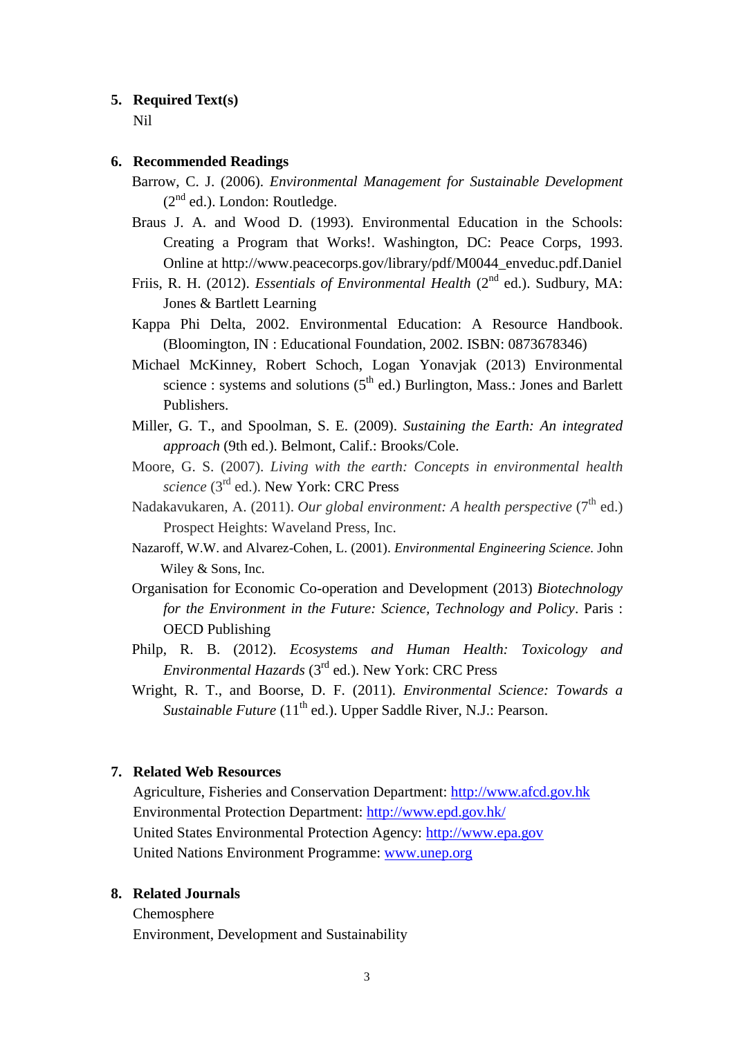5. **Required Text(s)**

   Nil

6. **Recommended Readings**

   Barrow, C. J. (2006). *Environmental Management for Sustainable Development* (2nd ed.). London: Routledge.

   Braus J. A. and Wood D. (1993). Environmental Education in the Schools: Creating a Program that Works!. Washington, DC: Peace Corps, 1993. Online at http://www.peacecorps.gov/library/pdf/M0044_enveduc.pdf.Daniel

   Friis, R. H. (2012). *Essentials of Environmental Health* (2nd ed.). Sudbury, MA: Jones & Bartlett Learning

   Kappa Phi Delta, 2002. Environmental Education: A Resource Handbook. (Bloomington, IN : Educational Foundation, 2002. ISBN: 0873678346)

   Michael McKinney, Robert Schoch, Logan Yonavjak (2013) Environmental science : systems and solutions (5th ed.) Burlington, Mass.: Jones and Barlett Publishers.

   Miller, G. T., and Spoolman, S. E. (2009). *Sustaining the Earth: An integrated approach* (9th ed.). Belmont, Calif.: Brooks/Cole.

   Moore, G. S. (2007). *Living with the earth: Concepts in environmental health science* (3rd ed.). New York: CRC Press

   Nadakavukaren, A. (2011). *Our global environment: A health perspective* (7th ed.) Prospect Heights: Waveland Press, Inc.

   Nazaroff, W.W. and Alvarez-Cohen, L. (2001). *Environmental Engineering Science.* John Wiley & Sons, Inc.

   Organisation for Economic Co-operation and Development (2013) *Biotechnology for the Environment in the Future: Science, Technology and Policy*. Paris : OECD Publishing

   Philp, R. B. (2012). *Ecosystems and Human Health: Toxicology and Environmental Hazards* (3rd ed.). New York: CRC Press

   Wright, R. T., and Boorse, D. F. (2011). *Environmental Science: Towards a Sustainable Future* (11th ed.). Upper Saddle River, N.J.: Pearson.

7. **Related Web Resources**

   Agriculture, Fisheries and Conservation Department: http://www.afcd.gov.hk
   Environmental Protection Department: http://www.epd.gov.hk/
   United States Environmental Protection Agency: http://www.epa.gov
   United Nations Environment Programme: www.unep.org

8. **Related Journals**

   Chemosphere
   Environment, Development and Sustainability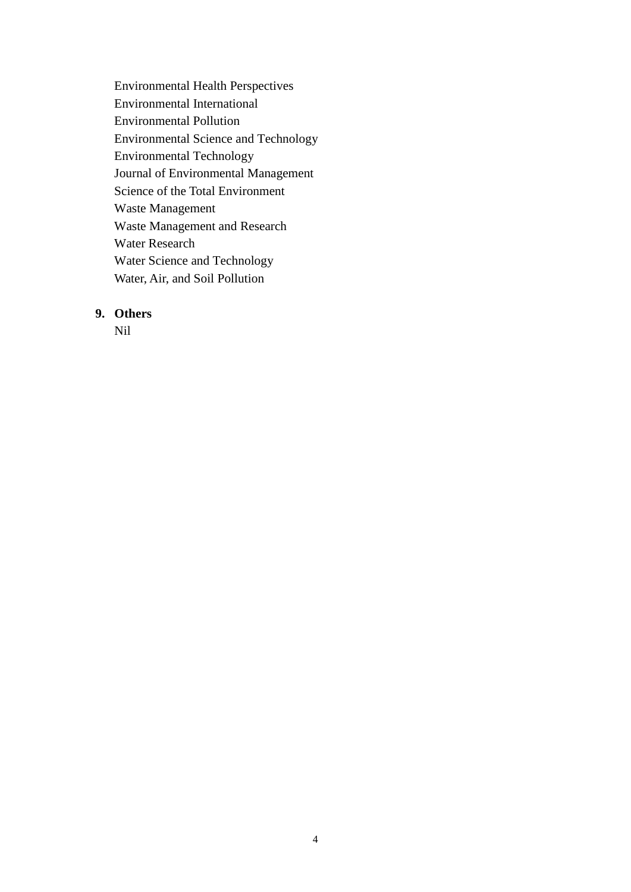Environmental Health Perspectives
Environmental International
Environmental Pollution
Environmental Science and Technology
Environmental Technology
Journal of Environmental Management
Science of the Total Environment
Waste Management
Waste Management and Research
Water Research
Water Science and Technology
Water, Air, and Soil Pollution

**9. Others**

Nil